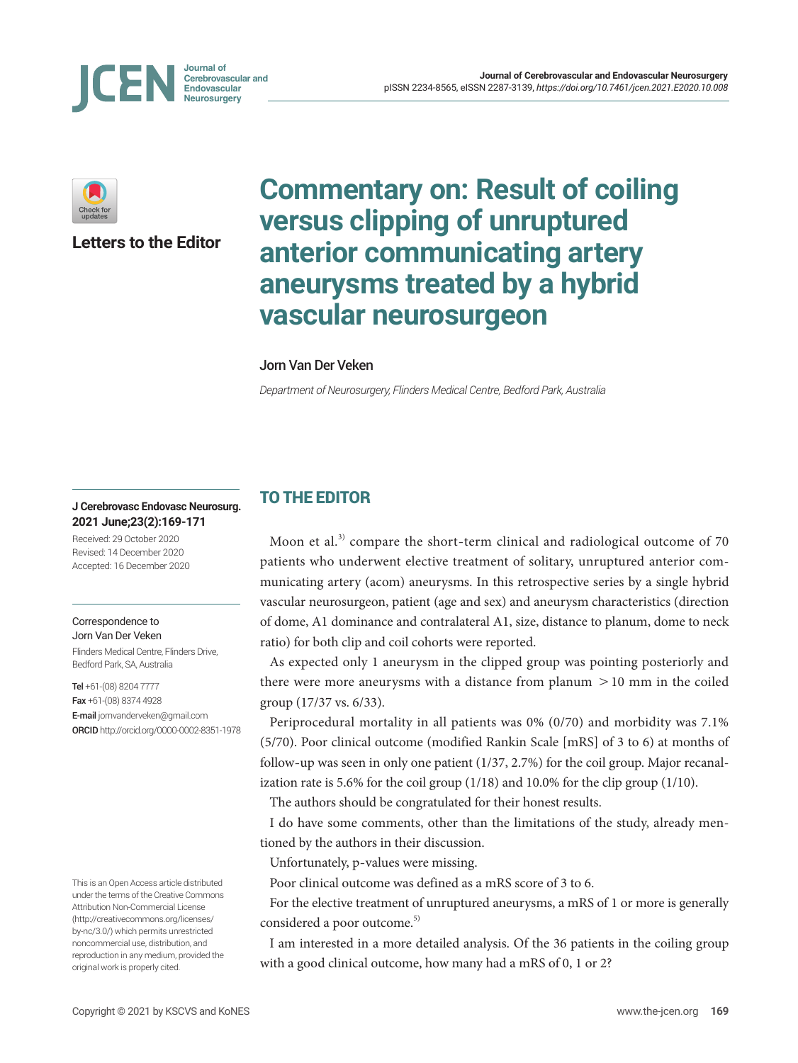Letters to the Editor

# Commentary on: Result of coiling versus clipping of unruptured anterior communicating artery aneurysms treated by a hybrid vascular neurosurgeon

Jorn Van Der Veken

*Department of Neurosurgery, Flinders Medical Centre, Bedford Park, Australia*

Received: 29 October 2020
Revised: 14 December 2020
Accepted: 16 December 2020

Correspondence to
Jorn Van Der Veken
Flinders Medical Centre, Flinders Drive, Bedford Park, SA, Australia

**Tel** +61-(08) 8204 7777
**Fax** +61-(08) 8374 4928
**E-mail** jornvanderveken@gmail.com
**ORCID** http://orcid.org/0000-0002-8351-1978

This is an Open Access article distributed under the terms of the Creative Commons Attribution Non-Commercial License (http://creativecommons.org/licenses/by-nc/3.0/) which permits unrestricted noncommercial use, distribution, and reproduction in any medium, provided the original work is properly cited.

## TO THE EDITOR

Moon et al.[3] compare the short-term clinical and radiological outcome of 70 patients who underwent elective treatment of solitary, unruptured anterior communicating artery (acom) aneurysms. In this retrospective series by a single hybrid vascular neurosurgeon, patient (age and sex) and aneurysm characteristics (direction of dome, A1 dominance and contralateral A1, size, distance to planum, dome to neck ratio) for both clip and coil cohorts were reported.

As expected only 1 aneurysm in the clipped group was pointing posteriorly and there were more aneurysms with a distance from planum >10 mm in the coiled group (17/37 vs. 6/33).

Periprocedural mortality in all patients was 0% (0/70) and morbidity was 7.1% (5/70). Poor clinical outcome (modified Rankin Scale [mRS] of 3 to 6) at months of follow-up was seen in only one patient (1/37, 2.7%) for the coil group. Major recanalization rate is 5.6% for the coil group (1/18) and 10.0% for the clip group (1/10).

The authors should be congratulated for their honest results.

I do have some comments, other than the limitations of the study, already mentioned by the authors in their discussion.

Unfortunately, p-values were missing.

Poor clinical outcome was defined as a mRS score of 3 to 6.

For the elective treatment of unruptured aneurysms, a mRS of 1 or more is generally considered a poor outcome.[5]

I am interested in a more detailed analysis. Of the 36 patients in the coiling group with a good clinical outcome, how many had a mRS of 0, 1 or 2?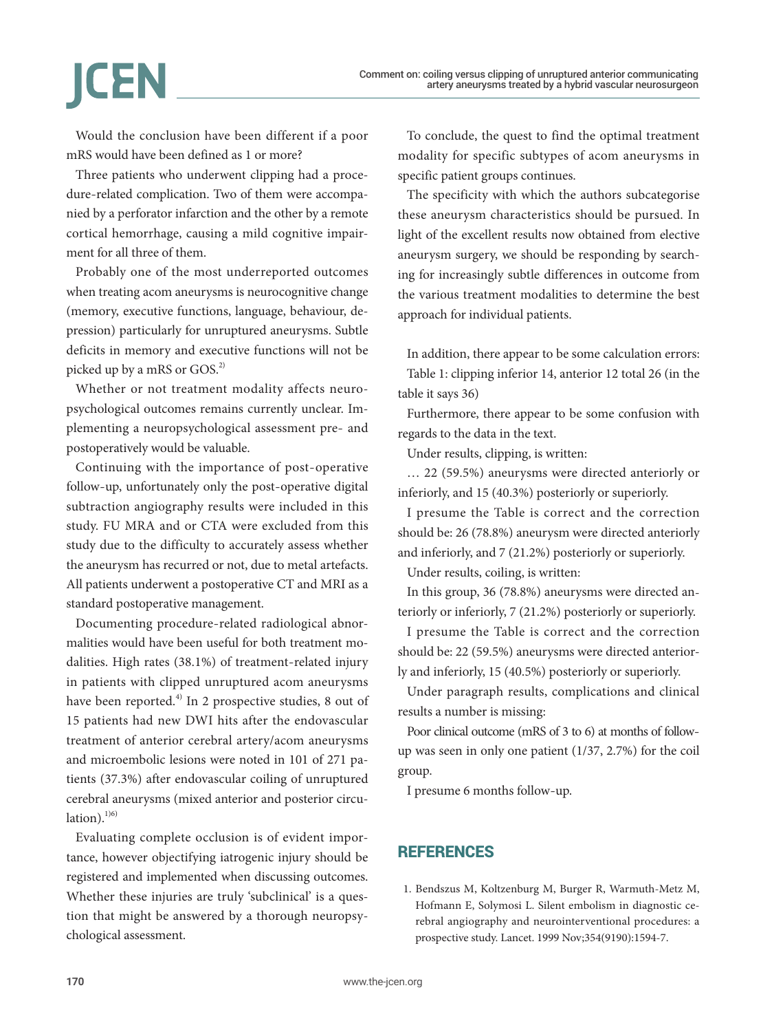Would the conclusion have been different if a poor mRS would have been defined as 1 or more?

Three patients who underwent clipping had a procedure-related complication. Two of them were accompanied by a perforator infarction and the other by a remote cortical hemorrhage, causing a mild cognitive impairment for all three of them.

Probably one of the most underreported outcomes when treating acom aneurysms is neurocognitive change (memory, executive functions, language, behaviour, depression) particularly for unruptured aneurysms. Subtle deficits in memory and executive functions will not be picked up by a mRS or GOS.[2]

Whether or not treatment modality affects neuropsychological outcomes remains currently unclear. Implementing a neuropsychological assessment pre- and postoperatively would be valuable.

Continuing with the importance of post-operative follow-up, unfortunately only the post-operative digital subtraction angiography results were included in this study. FU MRA and or CTA were excluded from this study due to the difficulty to accurately assess whether the aneurysm has recurred or not, due to metal artefacts. All patients underwent a postoperative CT and MRI as a standard postoperative management.

Documenting procedure-related radiological abnormalities would have been useful for both treatment modalities. High rates (38.1%) of treatment-related injury in patients with clipped unruptured acom aneurysms have been reported.[4] In 2 prospective studies, 8 out of 15 patients had new DWI hits after the endovascular treatment of anterior cerebral artery/acom aneurysms and microembolic lesions were noted in 101 of 271 patients (37.3%) after endovascular coiling of unruptured cerebral aneurysms (mixed anterior and posterior circulation).[1,6]

Evaluating complete occlusion is of evident importance, however objectifying iatrogenic injury should be registered and implemented when discussing outcomes. Whether these injuries are truly 'subclinical' is a question that might be answered by a thorough neuropsychological assessment.

To conclude, the quest to find the optimal treatment modality for specific subtypes of acom aneurysms in specific patient groups continues.

The specificity with which the authors subcategorise these aneurysm characteristics should be pursued. In light of the excellent results now obtained from elective aneurysm surgery, we should be responding by searching for increasingly subtle differences in outcome from the various treatment modalities to determine the best approach for individual patients.

In addition, there appear to be some calculation errors:

Table 1: clipping inferior 14, anterior 12 total 26 (in the table it says 36)

Furthermore, there appear to be some confusion with regards to the data in the text.

Under results, clipping, is written:

… 22 (59.5%) aneurysms were directed anteriorly or inferiorly, and 15 (40.3%) posteriorly or superiorly.

I presume the Table is correct and the correction should be: 26 (78.8%) aneurysm were directed anteriorly and inferiorly, and 7 (21.2%) posteriorly or superiorly.

Under results, coiling, is written:

In this group, 36 (78.8%) aneurysms were directed anteriorly or inferiorly, 7 (21.2%) posteriorly or superiorly.

I presume the Table is correct and the correction should be: 22 (59.5%) aneurysms were directed anteriorly and inferiorly, 15 (40.5%) posteriorly or superiorly.

Under paragraph results, complications and clinical results a number is missing:

Poor clinical outcome (mRS of 3 to 6) at months of follow-up was seen in only one patient (1/37, 2.7%) for the coil group.

I presume 6 months follow-up.

## REFERENCES

1. Bendszus M, Koltzenburg M, Burger R, Warmuth-Metz M, Hofmann E, Solymosi L. Silent embolism in diagnostic cerebral angiography and neurointerventional procedures: a prospective study. Lancet. 1999 Nov;354(9190):1594-7.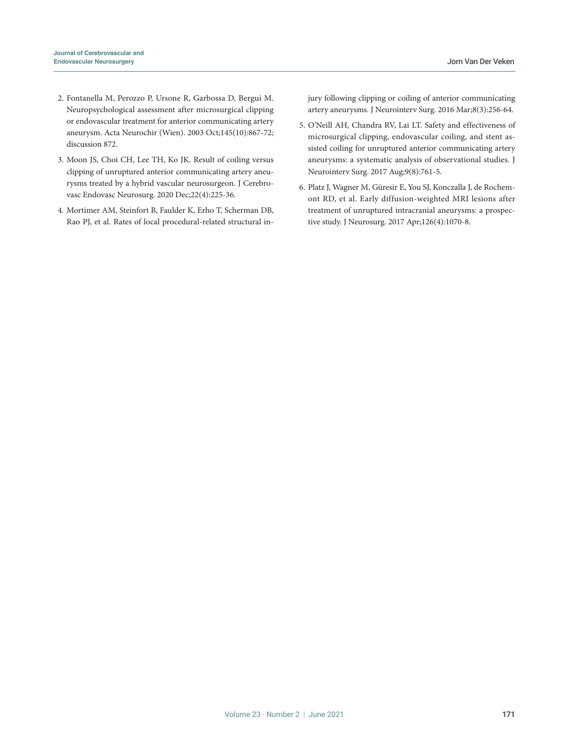2. Fontanella M, Perozzo P, Ursone R, Garbossa D, Bergui M. Neuropsychological assessment after microsurgical clipping or endovascular treatment for anterior communicating artery aneurysm. Acta Neurochir (Wien). 2003 Oct;145(10):867-72; discussion 872.
3. Moon JS, Choi CH, Lee TH, Ko JK. Result of coiling versus clipping of unruptured anterior communicating artery aneurysms treated by a hybrid vascular neurosurgeon. J Cerebrovasc Endovasc Neurosurg. 2020 Dec;22(4):225-36.
4. Mortimer AM, Steinfort B, Faulder K, Erho T, Scherman DB, Rao PJ, et al. Rates of local procedural-related structural injury following clipping or coiling of anterior communicating artery aneurysms. J Neurointerv Surg. 2016 Mar;8(3):256-64.
5. O'Neill AH, Chandra RV, Lai LT. Safety and effectiveness of microsurgical clipping, endovascular coiling, and stent assisted coiling for unruptured anterior communicating artery aneurysms: a systematic analysis of observational studies. J Neurointerv Surg. 2017 Aug;9(8):761-5.
6. Platz J, Wagner M, Güresir E, You SJ, Konczalla J, de Rochemont RD, et al. Early diffusion-weighted MRI lesions after treatment of unruptured intracranial aneurysms: a prospective study. J Neurosurg. 2017 Apr;126(4):1070-8.